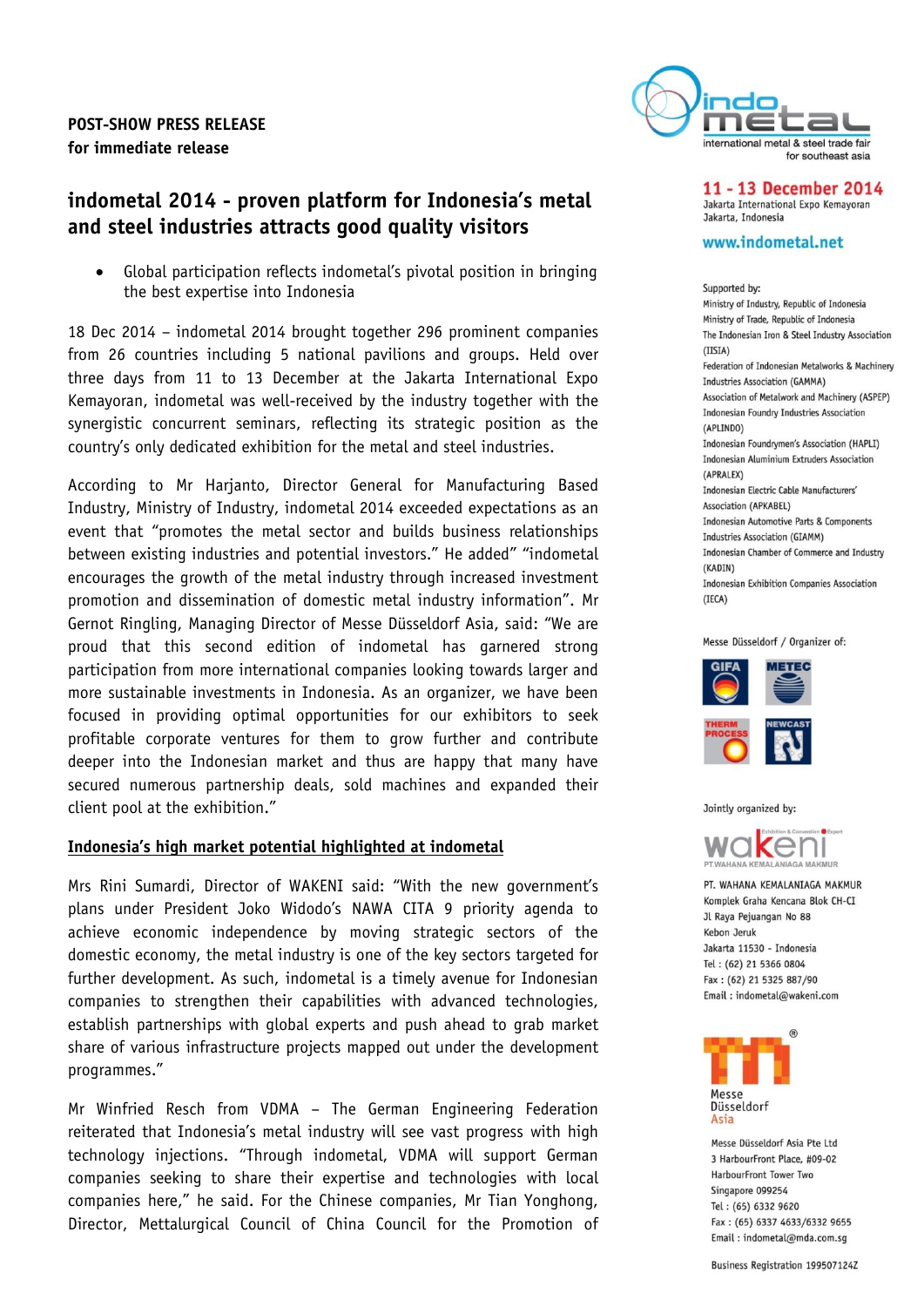**POST-SHOW PRESS RELEASE**
**for immediate release**

# indometal 2014 - proven platform for Indonesia's metal and steel industries attracts good quality visitors

- Global participation reflects indometal's pivotal position in bringing the best expertise into Indonesia

18 Dec 2014 – indometal 2014 brought together 296 prominent companies from 26 countries including 5 national pavilions and groups. Held over three days from 11 to 13 December at the Jakarta International Expo Kemayoran, indometal was well-received by the industry together with the synergistic concurrent seminars, reflecting its strategic position as the country's only dedicated exhibition for the metal and steel industries.

According to Mr Harjanto, Director General for Manufacturing Based Industry, Ministry of Industry, indometal 2014 exceeded expectations as an event that "promotes the metal sector and builds business relationships between existing industries and potential investors." He added" "indometal encourages the growth of the metal industry through increased investment promotion and dissemination of domestic metal industry information". Mr Gernot Ringling, Managing Director of Messe Düsseldorf Asia, said: "We are proud that this second edition of indometal has garnered strong participation from more international companies looking towards larger and more sustainable investments in Indonesia. As an organizer, we have been focused in providing optimal opportunities for our exhibitors to seek profitable corporate ventures for them to grow further and contribute deeper into the Indonesian market and thus are happy that many have secured numerous partnership deals, sold machines and expanded their client pool at the exhibition."

## Indonesia's high market potential highlighted at indometal

Mrs Rini Sumardi, Director of WAKENI said: "With the new government's plans under President Joko Widodo's NAWA CITA 9 priority agenda to achieve economic independence by moving strategic sectors of the domestic economy, the metal industry is one of the key sectors targeted for further development. As such, indometal is a timely avenue for Indonesian companies to strengthen their capabilities with advanced technologies, establish partnerships with global experts and push ahead to grab market share of various infrastructure projects mapped out under the development programmes."

Mr Winfried Resch from VDMA – The German Engineering Federation reiterated that Indonesia's metal industry will see vast progress with high technology injections. "Through indometal, VDMA will support German companies seeking to share their expertise and technologies with local companies here," he said. For the Chinese companies, Mr Tian Yonghong, Director, Mettalurgical Council of China Council for the Promotion of

---

indometal – international metal & steel trade fair for southeast asia

**11 - 13 December 2014**
Jakarta International Expo Kemayoran
Jakarta, Indonesia

**www.indometal.net**

Supported by:
Ministry of Industry, Republic of Indonesia
Ministry of Trade, Republic of Indonesia
The Indonesian Iron & Steel Industry Association (IISIA)
Federation of Indonesian Metalworks & Machinery Industries Association (GAMMA)
Association of Metalwork and Machinery (ASPEP)
Indonesian Foundry Industries Association (APLINDO)
Indonesian Foundrymen's Association (HAPLI)
Indonesian Aluminium Extruders Association (APRALEX)
Indonesian Electric Cable Manufacturers' Association (APKABEL)
Indonesian Automotive Parts & Components Industries Association (GIAMM)
Indonesian Chamber of Commerce and Industry (KADIN)
Indonesian Exhibition Companies Association (IECA)

Messe Düsseldorf / Organizer of:
GIFA, METEC, THERM PROCESS, NEWCAST

Jointly organized by:

PT. WAHANA KEMALANIAGA MAKMUR
Komplek Graha Kencana Blok CH-CI
Jl Raya Pejuangan No 88
Kebon Jeruk
Jakarta 11530 - Indonesia
Tel : (62) 21 5366 0804
Fax : (62) 21 5325 887/90
Email : indometal@wakeni.com

Messe Düsseldorf Asia Pte Ltd
3 HarbourFront Place, #09-02
HarbourFront Tower Two
Singapore 099254
Tel : (65) 6332 9620
Fax : (65) 6337 4633/6332 9655
Email : indometal@mda.com.sg

Business Registration 199507124Z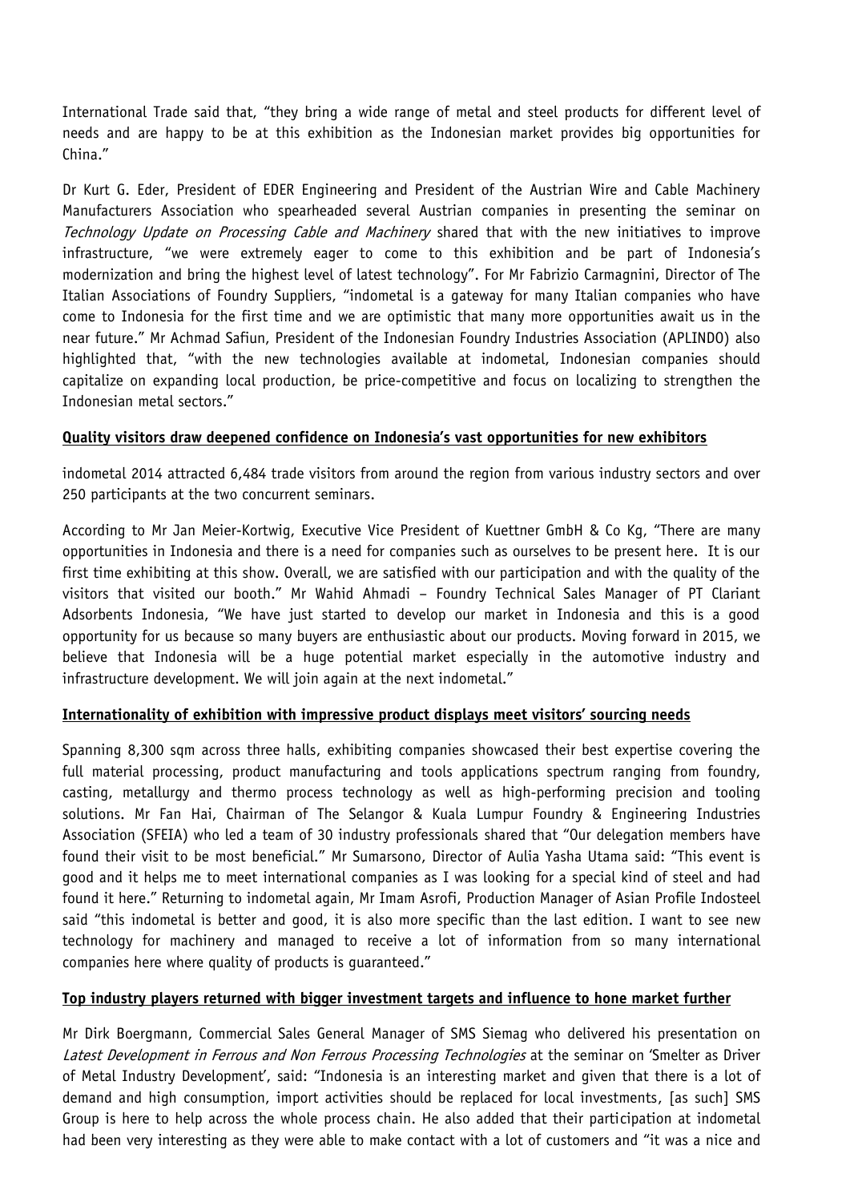International Trade said that, "they bring a wide range of metal and steel products for different level of needs and are happy to be at this exhibition as the Indonesian market provides big opportunities for China."

Dr Kurt G. Eder, President of EDER Engineering and President of the Austrian Wire and Cable Machinery Manufacturers Association who spearheaded several Austrian companies in presenting the seminar on *Technology Update on Processing Cable and Machinery* shared that with the new initiatives to improve infrastructure, "we were extremely eager to come to this exhibition and be part of Indonesia's modernization and bring the highest level of latest technology". For Mr Fabrizio Carmagnini, Director of The Italian Associations of Foundry Suppliers, "indometal is a gateway for many Italian companies who have come to Indonesia for the first time and we are optimistic that many more opportunities await us in the near future." Mr Achmad Safiun, President of the Indonesian Foundry Industries Association (APLINDO) also highlighted that, "with the new technologies available at indometal, Indonesian companies should capitalize on expanding local production, be price-competitive and focus on localizing to strengthen the Indonesian metal sectors."

**Quality visitors draw deepened confidence on Indonesia's vast opportunities for new exhibitors**

indometal 2014 attracted 6,484 trade visitors from around the region from various industry sectors and over 250 participants at the two concurrent seminars.

According to Mr Jan Meier-Kortwig, Executive Vice President of Kuettner GmbH & Co Kg, "There are many opportunities in Indonesia and there is a need for companies such as ourselves to be present here. It is our first time exhibiting at this show. Overall, we are satisfied with our participation and with the quality of the visitors that visited our booth." Mr Wahid Ahmadi – Foundry Technical Sales Manager of PT Clariant Adsorbents Indonesia, "We have just started to develop our market in Indonesia and this is a good opportunity for us because so many buyers are enthusiastic about our products. Moving forward in 2015, we believe that Indonesia will be a huge potential market especially in the automotive industry and infrastructure development. We will join again at the next indometal."

**Internationality of exhibition with impressive product displays meet visitors' sourcing needs**

Spanning 8,300 sqm across three halls, exhibiting companies showcased their best expertise covering the full material processing, product manufacturing and tools applications spectrum ranging from foundry, casting, metallurgy and thermo process technology as well as high-performing precision and tooling solutions. Mr Fan Hai, Chairman of The Selangor & Kuala Lumpur Foundry & Engineering Industries Association (SFEIA) who led a team of 30 industry professionals shared that "Our delegation members have found their visit to be most beneficial." Mr Sumarsono, Director of Aulia Yasha Utama said: "This event is good and it helps me to meet international companies as I was looking for a special kind of steel and had found it here." Returning to indometal again, Mr Imam Asrofi, Production Manager of Asian Profile Indosteel said "this indometal is better and good, it is also more specific than the last edition. I want to see new technology for machinery and managed to receive a lot of information from so many international companies here where quality of products is guaranteed."

**Top industry players returned with bigger investment targets and influence to hone market further**

Mr Dirk Boergmann, Commercial Sales General Manager of SMS Siemag who delivered his presentation on *Latest Development in Ferrous and Non Ferrous Processing Technologies* at the seminar on 'Smelter as Driver of Metal Industry Development', said: "Indonesia is an interesting market and given that there is a lot of demand and high consumption, import activities should be replaced for local investments, [as such] SMS Group is here to help across the whole process chain. He also added that their participation at indometal had been very interesting as they were able to make contact with a lot of customers and "it was a nice and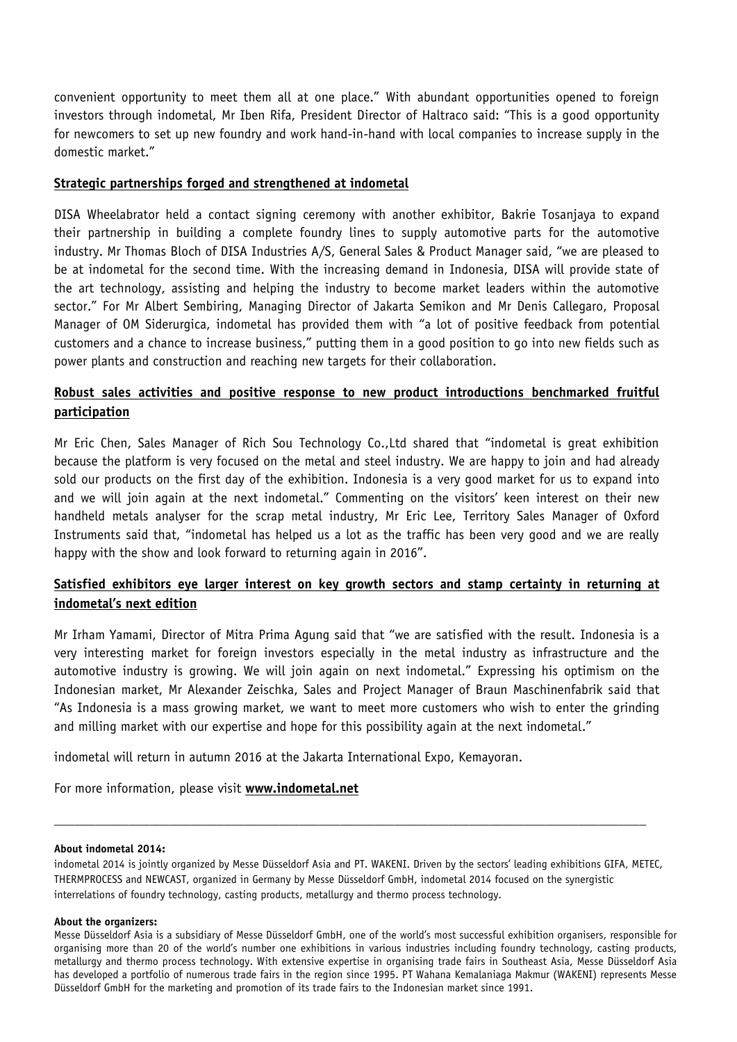convenient opportunity to meet them all at one place." With abundant opportunities opened to foreign investors through indometal, Mr Iben Rifa, President Director of Haltraco said: "This is a good opportunity for newcomers to set up new foundry and work hand-in-hand with local companies to increase supply in the domestic market."

## Strategic partnerships forged and strengthened at indometal

DISA Wheelabrator held a contact signing ceremony with another exhibitor, Bakrie Tosanjaya to expand their partnership in building a complete foundry lines to supply automotive parts for the automotive industry. Mr Thomas Bloch of DISA Industries A/S, General Sales & Product Manager said, "we are pleased to be at indometal for the second time. With the increasing demand in Indonesia, DISA will provide state of the art technology, assisting and helping the industry to become market leaders within the automotive sector." For Mr Albert Sembiring, Managing Director of Jakarta Semikon and Mr Denis Callegaro, Proposal Manager of OM Siderurgica, indometal has provided them with "a lot of positive feedback from potential customers and a chance to increase business," putting them in a good position to go into new fields such as power plants and construction and reaching new targets for their collaboration.

## Robust sales activities and positive response to new product introductions benchmarked fruitful participation

Mr Eric Chen, Sales Manager of Rich Sou Technology Co.,Ltd shared that "indometal is great exhibition because the platform is very focused on the metal and steel industry. We are happy to join and had already sold our products on the first day of the exhibition. Indonesia is a very good market for us to expand into and we will join again at the next indometal." Commenting on the visitors' keen interest on their new handheld metals analyser for the scrap metal industry, Mr Eric Lee, Territory Sales Manager of Oxford Instruments said that, "indometal has helped us a lot as the traffic has been very good and we are really happy with the show and look forward to returning again in 2016".

## Satisfied exhibitors eye larger interest on key growth sectors and stamp certainty in returning at indometal's next edition

Mr Irham Yamami, Director of Mitra Prima Agung said that "we are satisfied with the result. Indonesia is a very interesting market for foreign investors especially in the metal industry as infrastructure and the automotive industry is growing. We will join again on next indometal." Expressing his optimism on the Indonesian market, Mr Alexander Zeischka, Sales and Project Manager of Braun Maschinenfabrik said that "As Indonesia is a mass growing market, we want to meet more customers who wish to enter the grinding and milling market with our expertise and hope for this possibility again at the next indometal."

indometal will return in autumn 2016 at the Jakarta International Expo, Kemayoran.

For more information, please visit **www.indometal.net**

---

**About indometal 2014:**

indometal 2014 is jointly organized by Messe Düsseldorf Asia and PT. WAKENI. Driven by the sectors' leading exhibitions GIFA, METEC, THERMPROCESS and NEWCAST, organized in Germany by Messe Düsseldorf GmbH, indometal 2014 focused on the synergistic interrelations of foundry technology, casting products, metallurgy and thermo process technology.

**About the organizers:**

Messe Düsseldorf Asia is a subsidiary of Messe Düsseldorf GmbH, one of the world's most successful exhibition organisers, responsible for organising more than 20 of the world's number one exhibitions in various industries including foundry technology, casting products, metallurgy and thermo process technology. With extensive expertise in organising trade fairs in Southeast Asia, Messe Düsseldorf Asia has developed a portfolio of numerous trade fairs in the region since 1995. PT Wahana Kemalaniaga Makmur (WAKENI) represents Messe Düsseldorf GmbH for the marketing and promotion of its trade fairs to the Indonesian market since 1991.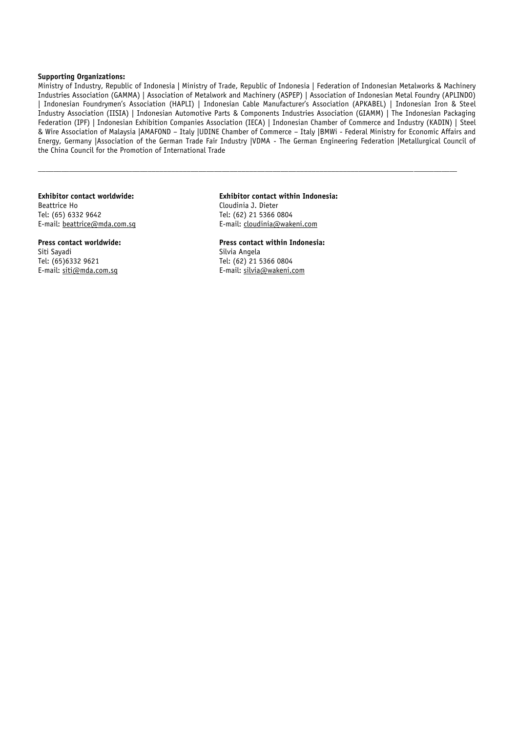**Supporting Organizations:**

Ministry of Industry, Republic of Indonesia | Ministry of Trade, Republic of Indonesia | Federation of Indonesian Metalworks & Machinery Industries Association (GAMMA) | Association of Metalwork and Machinery (ASPEP) | Association of Indonesian Metal Foundry (APLINDO) | Indonesian Foundrymen's Association (HAPLI) | Indonesian Cable Manufacturer's Association (APKABEL) | Indonesian Iron & Steel Industry Association (IISIA) | Indonesian Automotive Parts & Components Industries Association (GIAMM) | The Indonesian Packaging Federation (IPF) | Indonesian Exhibition Companies Association (IECA) | Indonesian Chamber of Commerce and Industry (KADIN) | Steel & Wire Association of Malaysia |AMAFOND – Italy |UDINE Chamber of Commerce – Italy |BMWi - Federal Ministry for Economic Affairs and Energy, Germany |Association of the German Trade Fair Industry |VDMA - The German Engineering Federation |Metallurgical Council of the China Council for the Promotion of International Trade

---

**Exhibitor contact worldwide:**
Beattrice Ho
Tel: (65) 6332 9642
E-mail: beattrice@mda.com.sg

**Press contact worldwide:**
Siti Sayadi
Tel: (65)6332 9621
E-mail: siti@mda.com.sg

**Exhibitor contact within Indonesia:**
Cloudinia J. Dieter
Tel: (62) 21 5366 0804
E-mail: cloudinia@wakeni.com

**Press contact within Indonesia:**
Silvia Angela
Tel: (62) 21 5366 0804
E-mail: silvia@wakeni.com